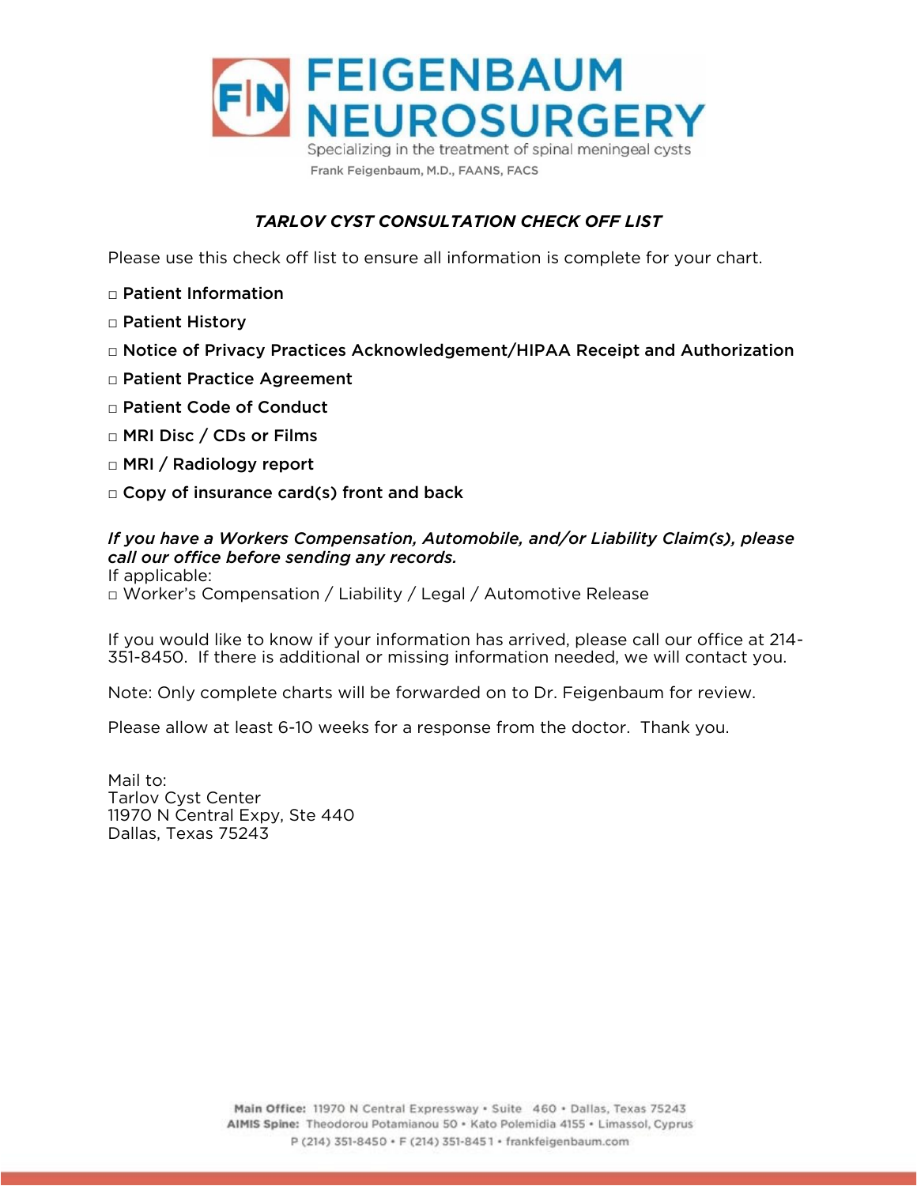# FEIGENBAUM NEUROSURGERY

Specializing in the treatment of spinal meningeal cysts

Frank Feigenbaum, M.D., FAANS, FACS

## *TARLOV CYST CONSULTATION CHECK OFF LIST*

Please use this check off list to ensure all information is complete for your chart.

- □ **Patient Information**
- □ **Patient History**
- □ **Notice of Privacy Practices Acknowledgement/HIPAA Receipt and Authorization**
- □ **Patient Practice Agreement**
- □ **Patient Code of Conduct**
- □ **MRI Disc / CDs or Films**
- □ **MRI / Radiology report**
- □ **Copy of insurance card(s) front and back**

***If you have a Workers Compensation, Automobile, and/or Liability Claim(s), please call our office before sending any records.***

If applicable:

□ Worker's Compensation / Liability / Legal / Automotive Release

If you would like to know if your information has arrived, please call our office at 214-351-8450. If there is additional or missing information needed, we will contact you.

Note: Only complete charts will be forwarded on to Dr. Feigenbaum for review.

Please allow at least 6-10 weeks for a response from the doctor. Thank you.

Mail to:
Tarlov Cyst Center
11970 N Central Expy, Ste 440
Dallas, Texas 75243

**Main Office:** 11970 N Central Expressway • Suite 460 • Dallas, Texas 75243
**AIMIS Spine:** Theodorou Potamianou 50 • Kato Polemidia 4155 • Limassol, Cyprus
P (214) 351-8450 • F (214) 351-8451 • frankfeigenbaum.com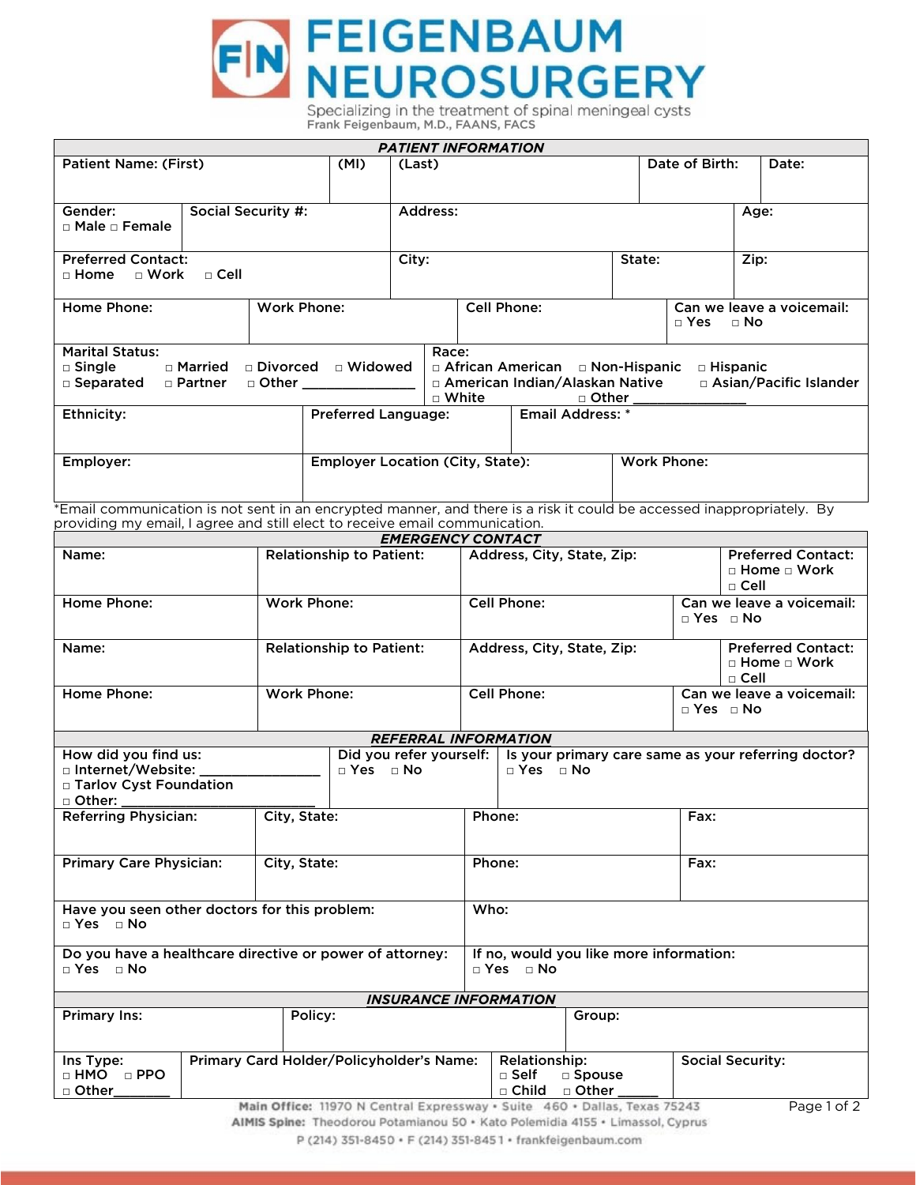# FEIGENBAUM NEUROSURGERY

Specializing in the treatment of spinal meningeal cysts
Frank Feigenbaum, M.D., FAANS, FACS

## PATIENT INFORMATION

| Patient Name: (First) | (MI) | (Last) | Date of Birth: | Date: |
|---|---|---|---|---|
| | | | | |

| Gender: □ Male □ Female | Social Security #: | Address: | Age: |
|---|---|---|---|
| | | | |

| Preferred Contact: □ Home □ Work □ Cell | City: | State: | Zip: |
|---|---|---|---|
| | | | |

| Home Phone: | Work Phone: | Cell Phone: | Can we leave a voicemail: □ Yes □ No |
|---|---|---|---|
| | | | |

| Marital Status: □ Single □ Married □ Divorced □ Widowed □ Separated □ Partner □ Other ______________ | Race: □ African American □ Non-Hispanic □ Hispanic □ American Indian/Alaskan Native □ Asian/Pacific Islander □ White □ Other ______________ |
|---|---|
| | |

| Ethnicity: | Preferred Language: | Email Address: * |
|---|---|---|
| | | |

| Employer: | Employer Location (City, State): | Work Phone: |
|---|---|---|
| | | |

*Email communication is not sent in an encrypted manner, and there is a risk it could be accessed inappropriately. By providing my email, I agree and still elect to receive email communication.

## EMERGENCY CONTACT

| Name: | Relationship to Patient: | Address, City, State, Zip: | Preferred Contact: □ Home □ Work □ Cell |
|---|---|---|---|
| Home Phone: | Work Phone: | Cell Phone: | Can we leave a voicemail: □ Yes □ No |
| Name: | Relationship to Patient: | Address, City, State, Zip: | Preferred Contact: □ Home □ Work □ Cell |
| Home Phone: | Work Phone: | Cell Phone: | Can we leave a voicemail: □ Yes □ No |

## REFERRAL INFORMATION

| How did you find us: □ Internet/Website: ______________ □ Tarlov Cyst Foundation □ Other: ______________ | Did you refer yourself: □ Yes □ No | Is your primary care same as your referring doctor? □ Yes □ No |
|---|---|---|
| | | |

| Referring Physician: | City, State: | Phone: | Fax: |
|---|---|---|---|
| Primary Care Physician: | City, State: | Phone: | Fax: |

| Have you seen other doctors for this problem: □ Yes □ No | Who: |
|---|---|
| Do you have a healthcare directive or power of attorney: □ Yes □ No | If no, would you like more information: □ Yes □ No |

## INSURANCE INFORMATION

| Primary Ins: | Policy: | Group: |
|---|---|---|
| | | |

| Ins Type: □ HMO □ PPO □ Other________ | Primary Card Holder/Policyholder's Name: | Relationship: □ Self □ Spouse □ Child □ Other ______ | Social Security: |
|---|---|---|---|
| | | | |

**Main Office:** 11970 N Central Expressway • Suite 460 • Dallas, Texas 75243
**AIMIS Spine:** Theodorou Potamianou 50 • Kato Polemidia 4155 • Limassol, Cyprus
P (214) 351-8450 • F (214) 351-8451 • frankfeigenbaum.com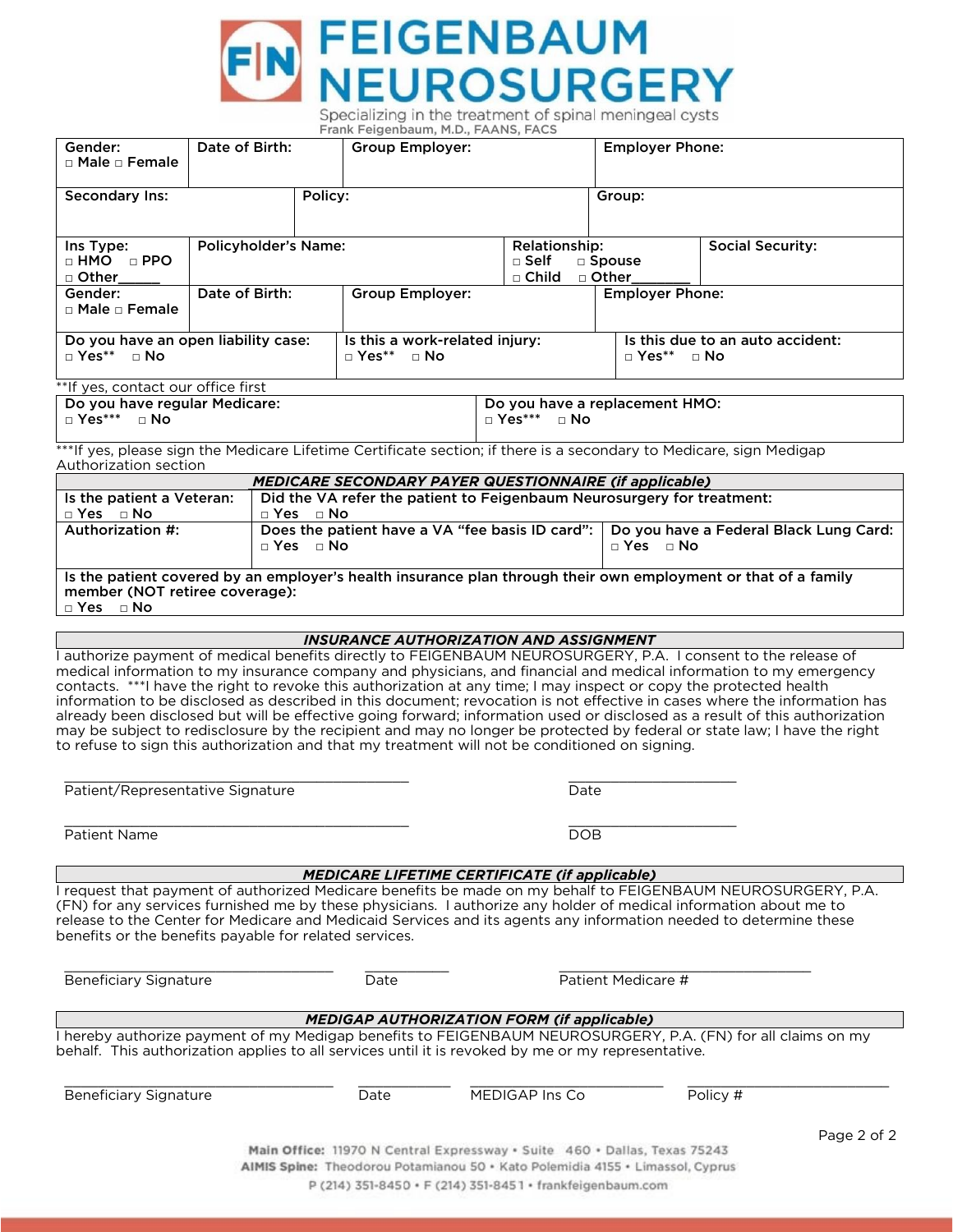# FEIGENBAUM NEUROSURGERY

Specializing in the treatment of spinal meningeal cysts

Frank Feigenbaum, M.D., FAANS, FACS

| Gender: □ Male □ Female | Date of Birth: | Group Employer: | Employer Phone: |
|---|---|---|---|

| Secondary Ins: | Policy: | Group: |
|---|---|---|

| Ins Type: □ HMO □ PPO □ Other_____ | Policyholder's Name: | Relationship: □ Self □ Spouse □ Child □ Other_______ | Social Security: |
|---|---|---|---|
| Gender: □ Male □ Female | Date of Birth: | Group Employer: | Employer Phone: |

| Do you have an open liability case: □ Yes** □ No | Is this a work-related injury: □ Yes** □ No | Is this due to an auto accident: □ Yes** □ No |
|---|---|---|

**If yes, contact our office first

| Do you have regular Medicare: □ Yes*** □ No | Do you have a replacement HMO: □ Yes*** □ No |
|---|---|

***If yes, please sign the Medicare Lifetime Certificate section; if there is a secondary to Medicare, sign Medigap Authorization section

## *MEDICARE SECONDARY PAYER QUESTIONNAIRE (if applicable)*

| Is the patient a Veteran: □ Yes □ No | Did the VA refer the patient to Feigenbaum Neurosurgery for treatment: □ Yes □ No | |
|---|---|---|
| Authorization #: | Does the patient have a VA "fee basis ID card": □ Yes □ No | Do you have a Federal Black Lung Card: □ Yes □ No |
| Is the patient covered by an employer's health insurance plan through their own employment or that of a family member (NOT retiree coverage): □ Yes □ No | | |

## *INSURANCE AUTHORIZATION AND ASSIGNMENT*

I authorize payment of medical benefits directly to FEIGENBAUM NEUROSURGERY, P.A. I consent to the release of medical information to my insurance company and physicians, and financial and medical information to my emergency contacts. ***I have the right to revoke this authorization at any time; I may inspect or copy the protected health information to be disclosed as described in this document; revocation is not effective in cases where the information has already been disclosed but will be effective going forward; information used or disclosed as a result of this authorization may be subject to redisclosure by the recipient and may no longer be protected by federal or state law; I have the right to refuse to sign this authorization and that my treatment will not be conditioned on signing.

_______________________________________ Patient/Representative Signature &nbsp;&nbsp;&nbsp;&nbsp; ____________________ Date

_______________________________________ Patient Name &nbsp;&nbsp;&nbsp;&nbsp; ____________________ DOB

## *MEDICARE LIFETIME CERTIFICATE (if applicable)*

I request that payment of authorized Medicare benefits be made on my behalf to FEIGENBAUM NEUROSURGERY, P.A. (FN) for any services furnished me by these physicians. I authorize any holder of medical information about me to release to the Center for Medicare and Medicaid Services and its agents any information needed to determine these benefits or the benefits payable for related services.

______________________________ Beneficiary Signature &nbsp;&nbsp;&nbsp;&nbsp; __________ Date &nbsp;&nbsp;&nbsp;&nbsp; ____________________________ Patient Medicare #

## *MEDIGAP AUTHORIZATION FORM (if applicable)*

I hereby authorize payment of my Medigap benefits to FEIGENBAUM NEUROSURGERY, P.A. (FN) for all claims on my behalf. This authorization applies to all services until it is revoked by me or my representative.

______________________________ Beneficiary Signature &nbsp;&nbsp;&nbsp;&nbsp; __________ Date &nbsp;&nbsp;&nbsp;&nbsp; ____________________ MEDIGAP Ins Co &nbsp;&nbsp;&nbsp;&nbsp; ______________________ Policy #

**Main Office:** 11970 N Central Expressway • Suite 460 • Dallas, Texas 75243
**AIMIS Spine:** Theodorou Potamianou 50 • Kato Polemidia 4155 • Limassol, Cyprus
P (214) 351-8450 • F (214) 351-8451 • frankfeigenbaum.com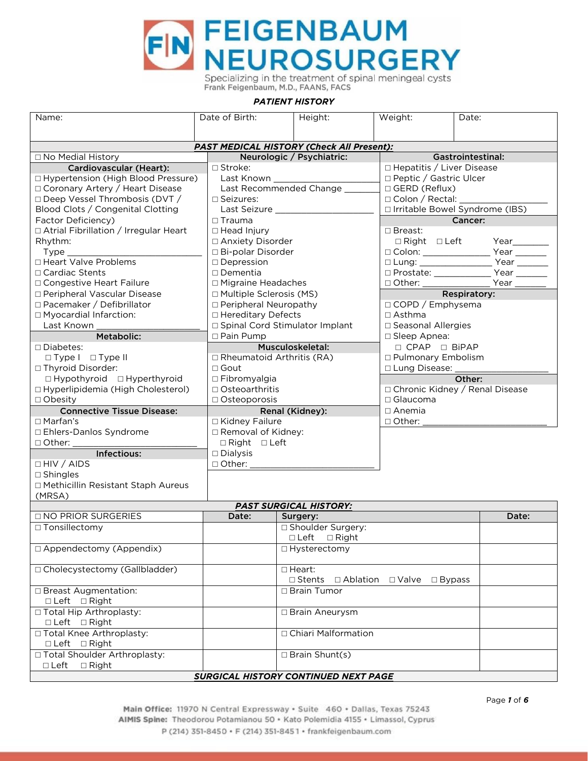# FEIGENBAUM NEUROSURGERY

Specializing in the treatment of spinal meningeal cysts
Frank Feigenbaum, M.D., FAANS, FACS

***PATIENT HISTORY***

| Name: | Date of Birth: | Height: | Weight: | Date: |
|---|---|---|---|---|
| | | | | |

***PAST MEDICAL HISTORY (Check All Present):***

☐ No Medial History

**Cardiovascular (Heart):**
- ☐ Hypertension (High Blood Pressure)
- ☐ Coronary Artery / Heart Disease
- ☐ Deep Vessel Thrombosis (DVT / Blood Clots / Congenital Clotting Factor Deficiency)
- ☐ Atrial Fibrillation / Irregular Heart Rhythm:
  Type ___________________________
- ☐ Heart Valve Problems
- ☐ Cardiac Stents
- ☐ Congestive Heart Failure
- ☐ Peripheral Vascular Disease
- ☐ Pacemaker / Defibrillator
- ☐ Myocardial Infarction:
  Last Known ______________________

**Metabolic:**
- ☐ Diabetes:
  ☐ Type I ☐ Type II
- ☐ Thyroid Disorder:
  ☐ Hypothyroid ☐ Hyperthyroid
- ☐ Hyperlipidemia (High Cholesterol)
- ☐ Obesity

**Connective Tissue Disease:**
- ☐ Marfan's
- ☐ Ehlers-Danlos Syndrome
- ☐ Other: ______________________

**Infectious:**
- ☐ HIV / AIDS
- ☐ Shingles
- ☐ Methicillin Resistant Staph Aureus (MRSA)

**Neurologic / Psychiatric:**
- ☐ Stroke:
  Last Known ______________________
  Last Recommended Change ________
- ☐ Seizures:
  Last Seizure ______________________
- ☐ Trauma
- ☐ Head Injury
- ☐ Anxiety Disorder
- ☐ Bi-polar Disorder
- ☐ Depression
- ☐ Dementia
- ☐ Migraine Headaches
- ☐ Multiple Sclerosis (MS)
- ☐ Peripheral Neuropathy
- ☐ Hereditary Defects
- ☐ Spinal Cord Stimulator Implant
- ☐ Pain Pump

**Musculoskeletal:**
- ☐ Rheumatoid Arthritis (RA)
- ☐ Gout
- ☐ Fibromyalgia
- ☐ Osteoarthritis
- ☐ Osteoporosis

**Renal (Kidney):**
- ☐ Kidney Failure
- ☐ Removal of Kidney:
  ☐ Right ☐ Left
- ☐ Dialysis
- ☐ Other: ______________________

**Gastrointestinal:**
- ☐ Hepatitis / Liver Disease
- ☐ Peptic / Gastric Ulcer
- ☐ GERD (Reflux)
- ☐ Colon / Rectal: ______________
- ☐ Irritable Bowel Syndrome (IBS)

**Cancer:**
- ☐ Breast:
  ☐ Right ☐ Left Year________
- ☐ Colon: ______________ Year _______
- ☐ Lung: ______________ Year _______
- ☐ Prostate: ____________ Year _______
- ☐ Other: ______________ Year _______

**Respiratory:**
- ☐ COPD / Emphysema
- ☐ Asthma
- ☐ Seasonal Allergies
- ☐ Sleep Apnea:
  ☐ CPAP ☐ BiPAP
- ☐ Pulmonary Embolism
- ☐ Lung Disease: ______________

**Other:**
- ☐ Chronic Kidney / Renal Disease
- ☐ Glaucoma
- ☐ Anemia
- ☐ Other: ______________________

***PAST SURGICAL HISTORY:***

| ☐ NO PRIOR SURGERIES | Date: | Surgery: | Date: |
|---|---|---|---|
| ☐ Tonsillectomy | | ☐ Shoulder Surgery: ☐ Left ☐ Right | |
| ☐ Appendectomy (Appendix) | | ☐ Hysterectomy | |
| ☐ Cholecystectomy (Gallbladder) | | ☐ Heart: ☐ Stents ☐ Ablation ☐ Valve ☐ Bypass | |
| ☐ Breast Augmentation: ☐ Left ☐ Right | | ☐ Brain Tumor | |
| ☐ Total Hip Arthroplasty: ☐ Left ☐ Right | | ☐ Brain Aneurysm | |
| ☐ Total Knee Arthroplasty: ☐ Left ☐ Right | | ☐ Chiari Malformation | |
| ☐ Total Shoulder Arthroplasty: ☐ Left ☐ Right | | ☐ Brain Shunt(s) | |

***SURGICAL HISTORY CONTINUED NEXT PAGE***

**Main Office:** 11970 N Central Expressway • Suite 460 • Dallas, Texas 75243
**AIMIS Spine:** Theodorou Potamianou 50 • Kato Polemidia 4155 • Limassol, Cyprus
P (214) 351-8450 • F (214) 351-8451 • frankfeigenbaum.com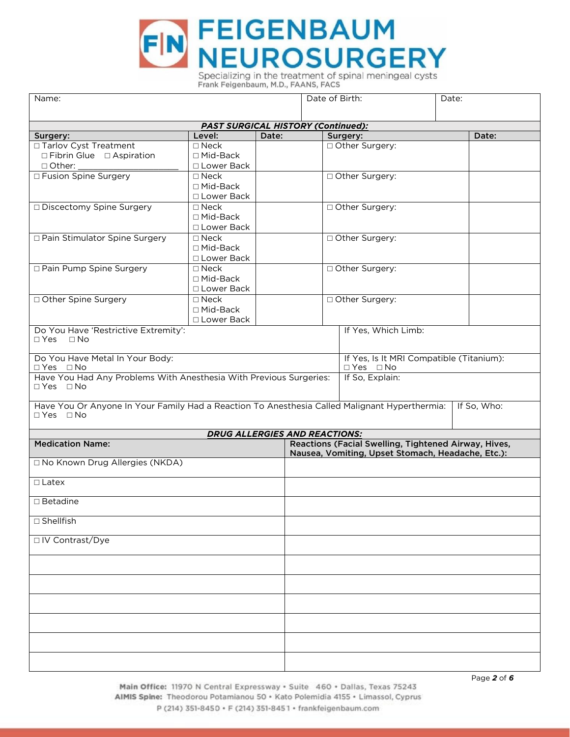# FEIGENBAUM NEUROSURGERY

Specializing in the treatment of spinal meningeal cysts

Frank Feigenbaum, M.D., FAANS, FACS

| Name: | Date of Birth: | Date: |
|---|---|---|
| | | |

***PAST SURGICAL HISTORY (Continued):***

| Surgery: | Level: | Date: | Surgery: | Date: |
|---|---|---|---|---|
| □ Tarlov Cyst Treatment<br>□ Fibrin Glue □ Aspiration<br>□ Other: ___________________ | □ Neck<br>□ Mid-Back<br>□ Lower Back | | □ Other Surgery: | |
| □ Fusion Spine Surgery | □ Neck<br>□ Mid-Back<br>□ Lower Back | | □ Other Surgery: | |
| □ Discectomy Spine Surgery | □ Neck<br>□ Mid-Back<br>□ Lower Back | | □ Other Surgery: | |
| □ Pain Stimulator Spine Surgery | □ Neck<br>□ Mid-Back<br>□ Lower Back | | □ Other Surgery: | |
| □ Pain Pump Spine Surgery | □ Neck<br>□ Mid-Back<br>□ Lower Back | | □ Other Surgery: | |
| □ Other Spine Surgery | □ Neck<br>□ Mid-Back<br>□ Lower Back | | □ Other Surgery: | |

| | |
|---|---|
| Do You Have 'Restrictive Extremity':<br>□ Yes □ No | If Yes, Which Limb: |
| Do You Have Metal In Your Body:<br>□ Yes □ No | If Yes, Is It MRI Compatible (Titanium):<br>□ Yes □ No |
| Have You Had Any Problems With Anesthesia With Previous Surgeries:<br>□ Yes □ No | If So, Explain: |
| Have You Or Anyone In Your Family Had a Reaction To Anesthesia Called Malignant Hyperthermia:<br>□ Yes □ No | If So, Who: |

***DRUG ALLERGIES AND REACTIONS:***

| **Medication Name:** | **Reactions (Facial Swelling, Tightened Airway, Hives, Nausea, Vomiting, Upset Stomach, Headache, Etc.):** |
|---|---|
| □ No Known Drug Allergies (NKDA) | |
| □ Latex | |
| □ Betadine | |
| □ Shellfish | |
| □ IV Contrast/Dye | |
| | |
| | |
| | |
| | |
| | |
| | |

**Main Office:** 11970 N Central Expressway • Suite 460 • Dallas, Texas 75243
**AIMIS Spine:** Theodorou Potamianou 50 • Kato Polemidia 4155 • Limassol, Cyprus
P (214) 351-8450 • F (214) 351-8451 • frankfeigenbaum.com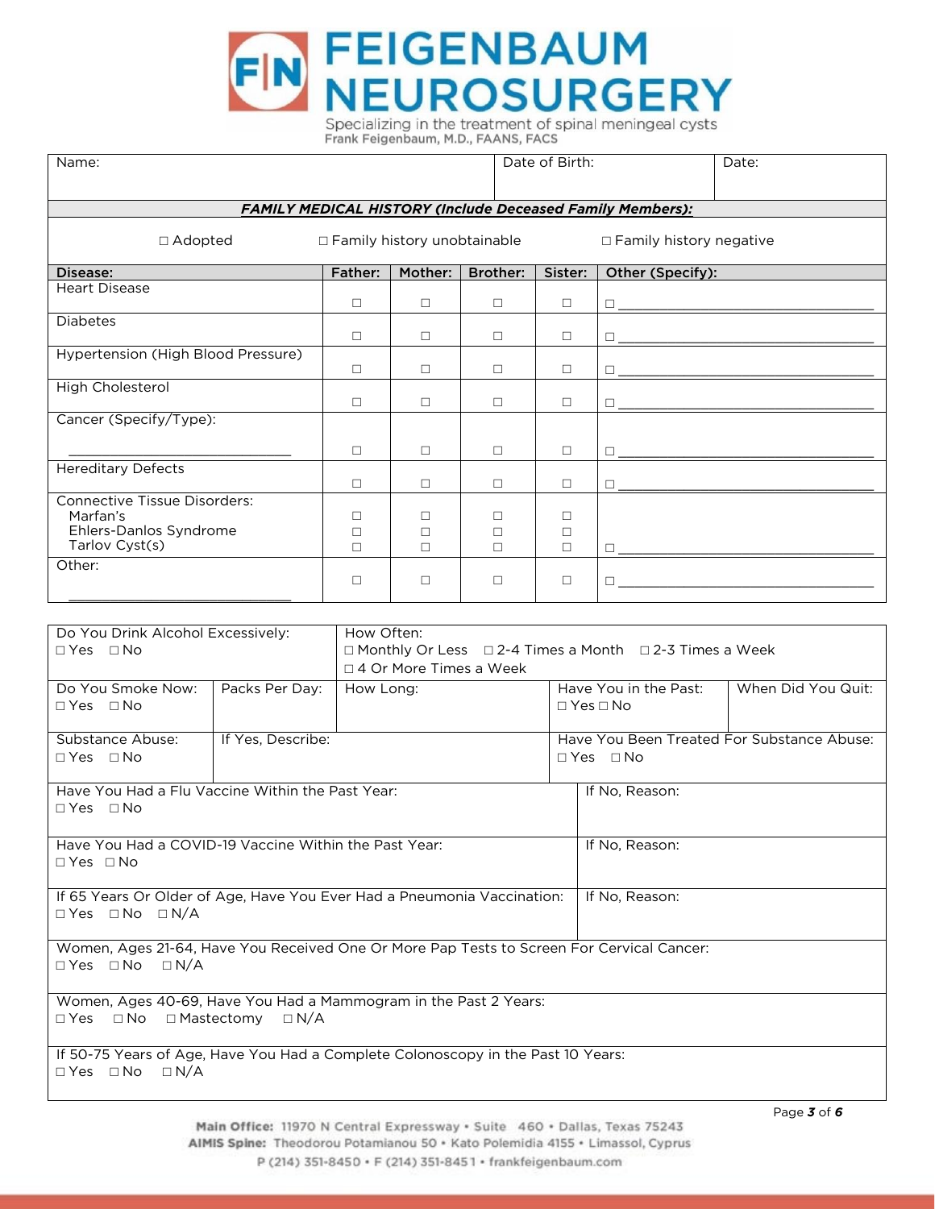# FEIGENBAUM NEUROSURGERY

Specializing in the treatment of spinal meningeal cysts
Frank Feigenbaum, M.D., FAANS, FACS

| Name: | Date of Birth: | Date: |
|---|---|---|
| | | |

***FAMILY MEDICAL HISTORY (Include Deceased Family Members):***

□ Adopted □ Family history unobtainable □ Family history negative

| Disease: | Father: | Mother: | Brother: | Sister: | Other (Specify): |
|---|---|---|---|---|---|
| Heart Disease | □ | □ | □ | □ | □ ______________ |
| Diabetes | □ | □ | □ | □ | □ ______________ |
| Hypertension (High Blood Pressure) | □ | □ | □ | □ | □ ______________ |
| High Cholesterol | □ | □ | □ | □ | □ ______________ |
| Cancer (Specify/Type): ______________ | □ | □ | □ | □ | □ ______________ |
| Hereditary Defects | □ | □ | □ | □ | □ ______________ |
| Connective Tissue Disorders: | | | | | |
| Marfan's | □ | □ | □ | □ | |
| Ehlers-Danlos Syndrome | □ | □ | □ | □ | |
| Tarlov Cyst(s) | □ | □ | □ | □ | □ ______________ |
| Other: ______________ | □ | □ | □ | □ | □ ______________ |

| Do You Drink Alcohol Excessively: □ Yes □ No | How Often: □ Monthly Or Less □ 2-4 Times a Month □ 2-3 Times a Week □ 4 Or More Times a Week | | |
|---|---|---|---|
| Do You Smoke Now: □ Yes □ No | Packs Per Day: | How Long: | Have You in the Past: □ Yes □ No | When Did You Quit: |
| Substance Abuse: □ Yes □ No | If Yes, Describe: | | Have You Been Treated For Substance Abuse: □ Yes □ No |

| Question | If No, Reason: |
|---|---|
| Have You Had a Flu Vaccine Within the Past Year: □ Yes □ No | |
| Have You Had a COVID-19 Vaccine Within the Past Year: □ Yes □ No | |
| If 65 Years Or Older of Age, Have You Ever Had a Pneumonia Vaccination: □ Yes □ No □ N/A | |

Women, Ages 21-64, Have You Received One Or More Pap Tests to Screen For Cervical Cancer:
□ Yes □ No □ N/A

Women, Ages 40-69, Have You Had a Mammogram in the Past 2 Years:
□ Yes □ No □ Mastectomy □ N/A

If 50-75 Years of Age, Have You Had a Complete Colonoscopy in the Past 10 Years:
□ Yes □ No □ N/A

**Main Office:** 11970 N Central Expressway • Suite 460 • Dallas, Texas 75243
**AIMIS Spine:** Theodorou Potamianou 50 • Kato Polemidia 4155 • Limassol, Cyprus
P (214) 351-8450 • F (214) 351-8451 • frankfeigenbaum.com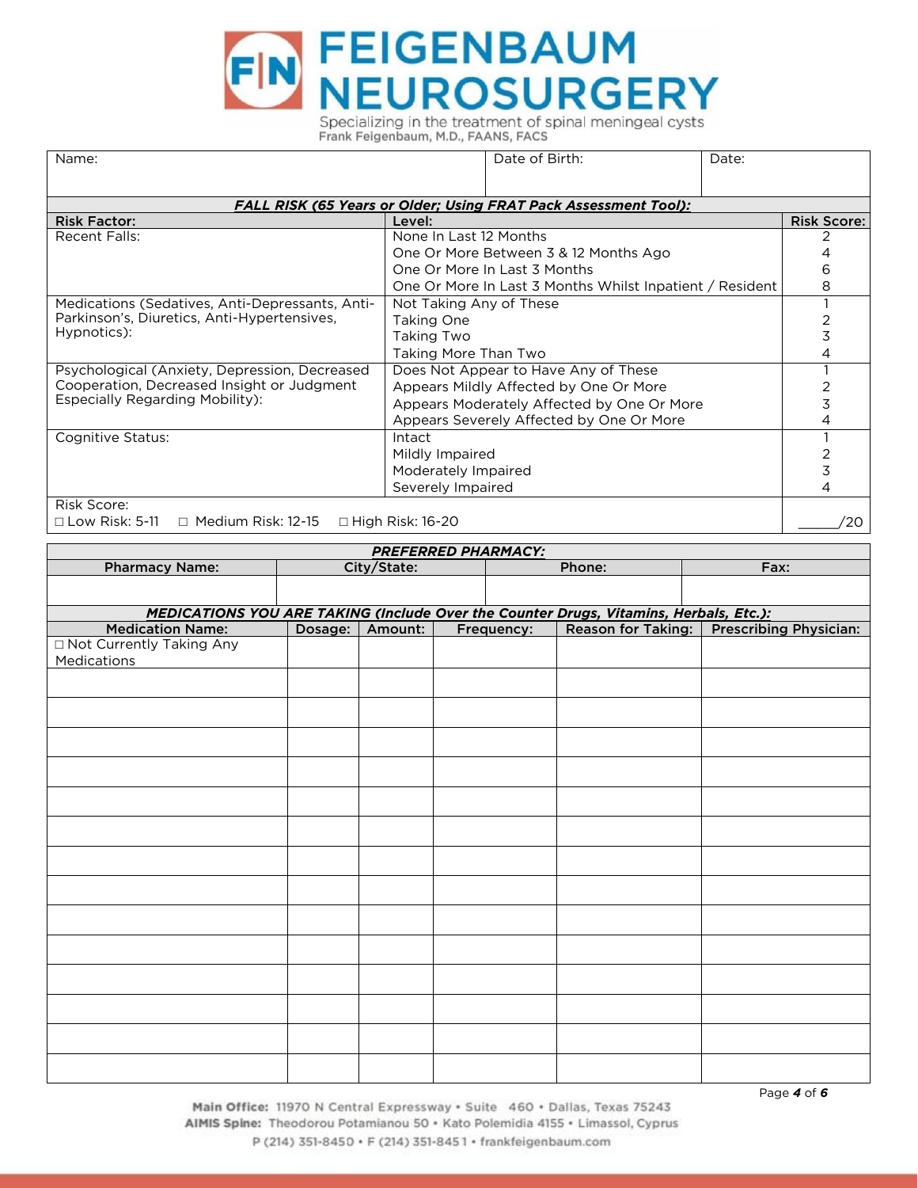# FEIGENBAUM NEUROSURGERY

Specializing in the treatment of spinal meningeal cysts

Frank Feigenbaum, M.D., FAANS, FACS

| Name: | Date of Birth: | Date: |
|---|---|---|
| | | |

| ***FALL RISK (65 Years or Older; Using FRAT Pack Assessment Tool):*** | | |
|---|---|---|
| **Risk Factor:** | **Level:** | **Risk Score:** |
| Recent Falls: | None In Last 12 Months | 2 |
| | One Or More Between 3 & 12 Months Ago | 4 |
| | One Or More In Last 3 Months | 6 |
| | One Or More In Last 3 Months Whilst Inpatient / Resident | 8 |
| Medications (Sedatives, Anti-Depressants, Anti-Parkinson's, Diuretics, Anti-Hypertensives, Hypnotics): | Not Taking Any of These | 1 |
| | Taking One | 2 |
| | Taking Two | 3 |
| | Taking More Than Two | 4 |
| Psychological (Anxiety, Depression, Decreased Cooperation, Decreased Insight or Judgment Especially Regarding Mobility): | Does Not Appear to Have Any of These | 1 |
| | Appears Mildly Affected by One Or More | 2 |
| | Appears Moderately Affected by One Or More | 3 |
| | Appears Severely Affected by One Or More | 4 |
| Cognitive Status: | Intact | 1 |
| | Mildly Impaired | 2 |
| | Moderately Impaired | 3 |
| | Severely Impaired | 4 |
| Risk Score: ☐ Low Risk: 5-11 ☐ Medium Risk: 12-15 ☐ High Risk: 16-20 | | _____/20 |

| ***PREFERRED PHARMACY:*** | | | |
|---|---|---|---|
| **Pharmacy Name:** | **City/State:** | **Phone:** | **Fax:** |
| | | | |

| ***MEDICATIONS YOU ARE TAKING (Include Over the Counter Drugs, Vitamins, Herbals, Etc.):*** | | | | | |
|---|---|---|---|---|---|
| **Medication Name:** | **Dosage:** | **Amount:** | **Frequency:** | **Reason for Taking:** | **Prescribing Physician:** |
| ☐ Not Currently Taking Any Medications | | | | | |
| | | | | | |
| | | | | | |
| | | | | | |
| | | | | | |
| | | | | | |
| | | | | | |
| | | | | | |
| | | | | | |
| | | | | | |
| | | | | | |
| | | | | | |
| | | | | | |
| | | | | | |
| | | | | | |

**Main Office:** 11970 N Central Expressway • Suite 460 • Dallas, Texas 75243
**AIMIS Spine:** Theodorou Potamianou 50 • Kato Polemidia 4155 • Limassol, Cyprus
P (214) 351-8450 • F (214) 351-8451 • frankfeigenbaum.com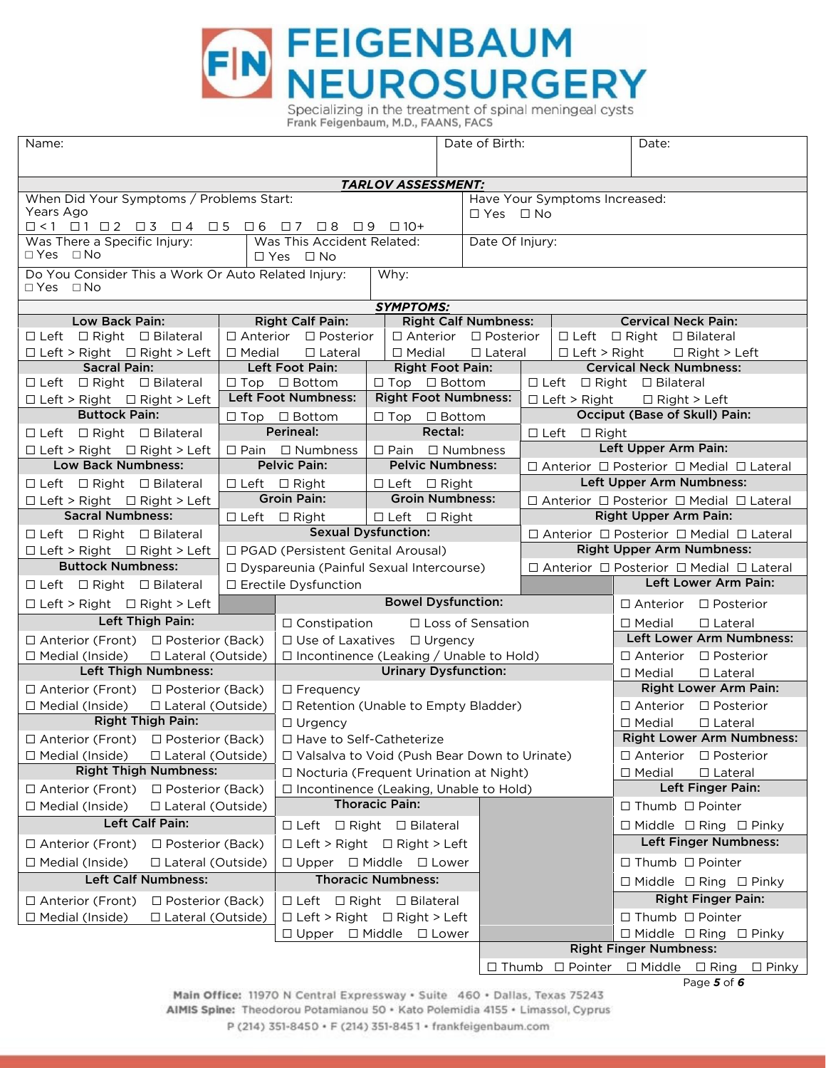# FEIGENBAUM NEUROSURGERY

Specializing in the treatment of spinal meningeal cysts
Frank Feigenbaum, M.D., FAANS, FACS

| Name: | Date of Birth: | Date: |
|---|---|---|

## *TARLOV ASSESSMENT:*

When Did Your Symptoms / Problems Start:
Years Ago
☐ < 1 ☐ 1 ☐ 2 ☐ 3 ☐ 4 ☐ 5 ☐ 6 ☐ 7 ☐ 8 ☐ 9 ☐ 10+

Have Your Symptoms Increased: ☐ Yes ☐ No

Was There a Specific Injury: ☐ Yes ☐ No

Was This Accident Related: ☐ Yes ☐ No

Date Of Injury:

Do You Consider This a Work Or Auto Related Injury: ☐ Yes ☐ No

Why:

## *SYMPTOMS:*

**Low Back Pain:**
☐ Left ☐ Right ☐ Bilateral
☐ Left > Right ☐ Right > Left

**Sacral Pain:**
☐ Left ☐ Right ☐ Bilateral
☐ Left > Right ☐ Right > Left

**Buttock Pain:**
☐ Left ☐ Right ☐ Bilateral
☐ Left > Right ☐ Right > Left

**Low Back Numbness:**
☐ Left ☐ Right ☐ Bilateral
☐ Left > Right ☐ Right > Left

**Sacral Numbness:**
☐ Left ☐ Right ☐ Bilateral
☐ Left > Right ☐ Right > Left

**Buttock Numbness:**
☐ Left ☐ Right ☐ Bilateral
☐ Left > Right ☐ Right > Left

**Left Thigh Pain:**
☐ Anterior (Front) ☐ Posterior (Back)
☐ Medial (Inside) ☐ Lateral (Outside)

**Left Thigh Numbness:**
☐ Anterior (Front) ☐ Posterior (Back)
☐ Medial (Inside) ☐ Lateral (Outside)

**Right Thigh Pain:**
☐ Anterior (Front) ☐ Posterior (Back)
☐ Medial (Inside) ☐ Lateral (Outside)

**Right Thigh Numbness:**
☐ Anterior (Front) ☐ Posterior (Back)
☐ Medial (Inside) ☐ Lateral (Outside)

**Left Calf Pain:**
☐ Anterior (Front) ☐ Posterior (Back)
☐ Medial (Inside) ☐ Lateral (Outside)

**Left Calf Numbness:**
☐ Anterior (Front) ☐ Posterior (Back)
☐ Medial (Inside) ☐ Lateral (Outside)

**Right Calf Pain:**
☐ Anterior ☐ Posterior
☐ Medial ☐ Lateral

**Right Calf Numbness:**
☐ Anterior ☐ Posterior
☐ Medial ☐ Lateral

**Left Foot Pain:**
☐ Top ☐ Bottom

**Right Foot Pain:**
☐ Top ☐ Bottom

**Left Foot Numbness:**
☐ Top ☐ Bottom

**Right Foot Numbness:**
☐ Top ☐ Bottom

**Perineal:**
☐ Pain ☐ Numbness

**Rectal:**
☐ Pain ☐ Numbness

**Pelvic Pain:**
☐ Left ☐ Right

**Pelvic Numbness:**
☐ Left ☐ Right

**Groin Pain:**
☐ Left ☐ Right

**Groin Numbness:**
☐ Left ☐ Right

**Sexual Dysfunction:**
☐ PGAD (Persistent Genital Arousal)
☐ Dyspareunia (Painful Sexual Intercourse)
☐ Erectile Dysfunction

**Bowel Dysfunction:**
☐ Constipation ☐ Loss of Sensation
☐ Use of Laxatives ☐ Urgency
☐ Incontinence (Leaking / Unable to Hold)

**Urinary Dysfunction:**
☐ Frequency
☐ Retention (Unable to Empty Bladder)
☐ Urgency
☐ Have to Self-Catheterize
☐ Valsalva to Void (Push Bear Down to Urinate)
☐ Nocturia (Frequent Urination at Night)
☐ Incontinence (Leaking, Unable to Hold)

**Thoracic Pain:**
☐ Left ☐ Right ☐ Bilateral
☐ Left > Right ☐ Right > Left
☐ Upper ☐ Middle ☐ Lower

**Thoracic Numbness:**
☐ Left ☐ Right ☐ Bilateral
☐ Left > Right ☐ Right > Left
☐ Upper ☐ Middle ☐ Lower

**Cervical Neck Pain:**
☐ Left ☐ Right ☐ Bilateral
☐ Left > Right ☐ Right > Left

**Cervical Neck Numbness:**
☐ Left ☐ Right ☐ Bilateral
☐ Left > Right ☐ Right > Left

**Occiput (Base of Skull) Pain:**
☐ Left ☐ Right

**Left Upper Arm Pain:**
☐ Anterior ☐ Posterior ☐ Medial ☐ Lateral

**Left Upper Arm Numbness:**
☐ Anterior ☐ Posterior ☐ Medial ☐ Lateral

**Right Upper Arm Pain:**
☐ Anterior ☐ Posterior ☐ Medial ☐ Lateral

**Right Upper Arm Numbness:**
☐ Anterior ☐ Posterior ☐ Medial ☐ Lateral

**Left Lower Arm Pain:**
☐ Anterior ☐ Posterior
☐ Medial ☐ Lateral

**Left Lower Arm Numbness:**
☐ Anterior ☐ Posterior
☐ Medial ☐ Lateral

**Right Lower Arm Pain:**
☐ Anterior ☐ Posterior
☐ Medial ☐ Lateral

**Right Lower Arm Numbness:**
☐ Anterior ☐ Posterior
☐ Medial ☐ Lateral

**Left Finger Pain:**
☐ Thumb ☐ Pointer
☐ Middle ☐ Ring ☐ Pinky

**Left Finger Numbness:**
☐ Thumb ☐ Pointer
☐ Middle ☐ Ring ☐ Pinky

**Right Finger Pain:**
☐ Thumb ☐ Pointer
☐ Middle ☐ Ring ☐ Pinky

**Right Finger Numbness:**
☐ Thumb ☐ Pointer ☐ Middle ☐ Ring ☐ Pinky

**Main Office:** 11970 N Central Expressway • Suite 460 • Dallas, Texas 75243
**AIMIS Spine:** Theodorou Potamianou 50 • Kato Polemidia 4155 • Limassol, Cyprus
P (214) 351-8450 • F (214) 351-8451 • frankfeigenbaum.com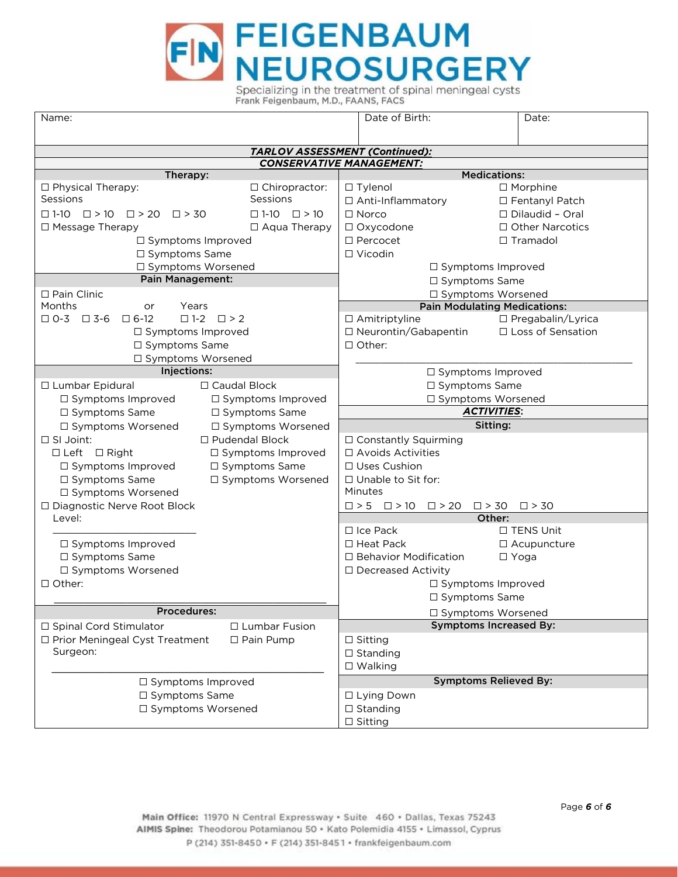# FEIGENBAUM NEUROSURGERY

Specializing in the treatment of spinal meningeal cysts
Frank Feigenbaum, M.D., FAANS, FACS

| Name: | Date of Birth: | Date: |
|---|---|---|

## *TARLOV ASSESSMENT (Continued):*

## *CONSERVATIVE MANAGEMENT:*

### Therapy:

☐ Physical Therapy: Sessions
☐ 1-10 ☐ > 10 ☐ > 20 ☐ > 30

☐ Chiropractor: Sessions
☐ 1-10 ☐ > 10

☐ Message Therapy
☐ Aqua Therapy

☐ Symptoms Improved
☐ Symptoms Same
☐ Symptoms Worsened

### Pain Management:

☐ Pain Clinic
Months or Years
☐ 0-3 ☐ 3-6 ☐ 6-12 ☐ 1-2 ☐ > 2

☐ Symptoms Improved
☐ Symptoms Same
☐ Symptoms Worsened

### Injections:

☐ Lumbar Epidural
- ☐ Symptoms Improved
- ☐ Symptoms Same
- ☐ Symptoms Worsened

☐ Caudal Block
- ☐ Symptoms Improved
- ☐ Symptoms Same
- ☐ Symptoms Worsened

☐ SI Joint:
- ☐ Left ☐ Right
- ☐ Symptoms Improved
- ☐ Symptoms Same
- ☐ Symptoms Worsened

☐ Pudendal Block
- ☐ Symptoms Improved
- ☐ Symptoms Same
- ☐ Symptoms Worsened

☐ Diagnostic Nerve Root Block
Level: ______________________
- ☐ Symptoms Improved
- ☐ Symptoms Same
- ☐ Symptoms Worsened

☐ Other: ______________________

### Procedures:

☐ Spinal Cord Stimulator
☐ Lumbar Fusion
☐ Prior Meningeal Cyst Treatment
☐ Pain Pump
Surgeon: ______________________

☐ Symptoms Improved
☐ Symptoms Same
☐ Symptoms Worsened

### Medications:

☐ Tylenol
☐ Morphine
☐ Anti-Inflammatory
☐ Fentanyl Patch
☐ Norco
☐ Dilaudid – Oral
☐ Oxycodone
☐ Other Narcotics
☐ Percocet
☐ Tramadol
☐ Vicodin

☐ Symptoms Improved
☐ Symptoms Same
☐ Symptoms Worsened

### Pain Modulating Medications:

☐ Amitriptyline
☐ Pregabalin/Lyrica
☐ Neurontin/Gabapentin
☐ Loss of Sensation
☐ Other: ______________________

☐ Symptoms Improved
☐ Symptoms Same
☐ Symptoms Worsened

## *ACTIVITIES*:

### Sitting:

☐ Constantly Squirming
☐ Avoids Activities
☐ Uses Cushion
☐ Unable to Sit for: Minutes
☐ > 5 ☐ > 10 ☐ > 20 ☐ > 30 ☐ > 30

### Other:

☐ Ice Pack
☐ TENS Unit
☐ Heat Pack
☐ Acupuncture
☐ Behavior Modification
☐ Yoga
☐ Decreased Activity

☐ Symptoms Improved
☐ Symptoms Same
☐ Symptoms Worsened

### Symptoms Increased By:

☐ Sitting
☐ Standing
☐ Walking

### Symptoms Relieved By:

☐ Lying Down
☐ Standing
☐ Sitting

**Main Office:** 11970 N Central Expressway • Suite 460 • Dallas, Texas 75243
**AIMIS Spine:** Theodorou Potamianou 50 • Kato Polemidia 4155 • Limassol, Cyprus
P (214) 351-8450 • F (214) 351-8451 • frankfeigenbaum.com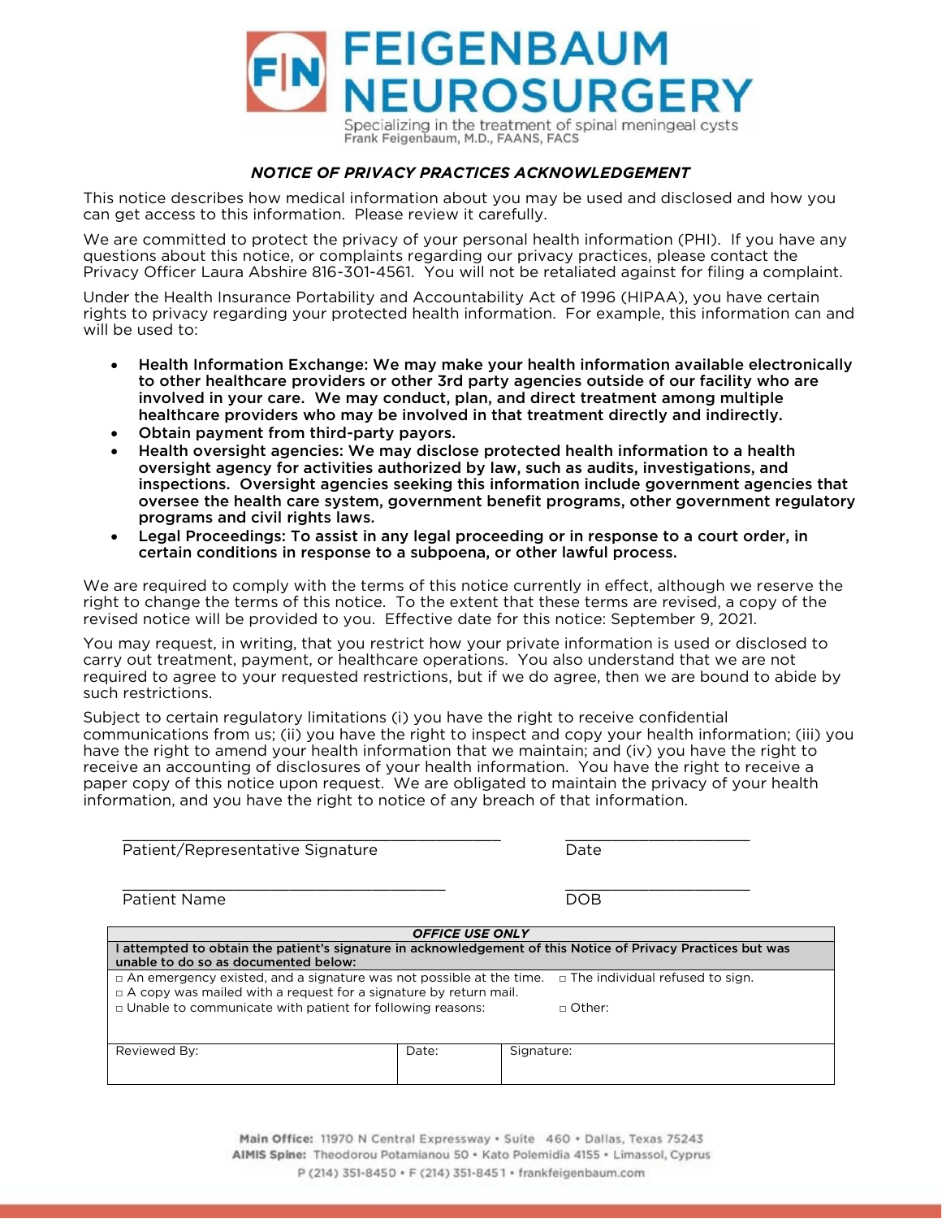# FEIGENBAUM NEUROSURGERY

Specializing in the treatment of spinal meningeal cysts
Frank Feigenbaum, M.D., FAANS, FACS

## *NOTICE OF PRIVACY PRACTICES ACKNOWLEDGEMENT*

This notice describes how medical information about you may be used and disclosed and how you can get access to this information. Please review it carefully.

We are committed to protect the privacy of your personal health information (PHI). If you have any questions about this notice, or complaints regarding our privacy practices, please contact the Privacy Officer Laura Abshire 816-301-4561. You will not be retaliated against for filing a complaint.

Under the Health Insurance Portability and Accountability Act of 1996 (HIPAA), you have certain rights to privacy regarding your protected health information. For example, this information can and will be used to:

- **Health Information Exchange: We may make your health information available electronically to other healthcare providers or other 3rd party agencies outside of our facility who are involved in your care. We may conduct, plan, and direct treatment among multiple healthcare providers who may be involved in that treatment directly and indirectly.**
- **Obtain payment from third-party payors.**
- **Health oversight agencies: We may disclose protected health information to a health oversight agency for activities authorized by law, such as audits, investigations, and inspections. Oversight agencies seeking this information include government agencies that oversee the health care system, government benefit programs, other government regulatory programs and civil rights laws.**
- **Legal Proceedings: To assist in any legal proceeding or in response to a court order, in certain conditions in response to a subpoena, or other lawful process.**

We are required to comply with the terms of this notice currently in effect, although we reserve the right to change the terms of this notice. To the extent that these terms are revised, a copy of the revised notice will be provided to you. Effective date for this notice: September 9, 2021.

You may request, in writing, that you restrict how your private information is used or disclosed to carry out treatment, payment, or healthcare operations. You also understand that we are not required to agree to your requested restrictions, but if we do agree, then we are bound to abide by such restrictions.

Subject to certain regulatory limitations (i) you have the right to receive confidential communications from us; (ii) you have the right to inspect and copy your health information; (iii) you have the right to amend your health information that we maintain; and (iv) you have the right to receive an accounting of disclosures of your health information. You have the right to receive a paper copy of this notice upon request. We are obligated to maintain the privacy of your health information, and you have the right to notice of any breach of that information.

\_\_\_\_\_\_\_\_\_\_\_\_\_\_\_\_\_\_\_\_\_\_\_\_\_\_\_\_\_\_\_\_\_\_\_\_\_\_\_\_\_\_ \_\_\_\_\_\_\_\_\_\_\_\_\_\_\_\_\_\_\_\_
Patient/Representative Signature Date

\_\_\_\_\_\_\_\_\_\_\_\_\_\_\_\_\_\_\_\_\_\_\_\_\_\_\_\_\_\_\_\_\_\_\_\_ \_\_\_\_\_\_\_\_\_\_\_\_\_\_\_\_\_\_\_\_
Patient Name DOB

| ***OFFICE USE ONLY*** | | |
|---|---|---|
| **I attempted to obtain the patient's signature in acknowledgement of this Notice of Privacy Practices but was unable to do so as documented below:** | | |
| □ An emergency existed, and a signature was not possible at the time. □ The individual refused to sign.<br>□ A copy was mailed with a request for a signature by return mail.<br>□ Unable to communicate with patient for following reasons: □ Other: | | |
| Reviewed By: | Date: | Signature: |

**Main Office:** 11970 N Central Expressway • Suite 460 • Dallas, Texas 75243
**AIMIS Spine:** Theodorou Potamianou 50 • Kato Polemidia 4155 • Limassol, Cyprus
P (214) 351-8450 • F (214) 351-8451 • frankfeigenbaum.com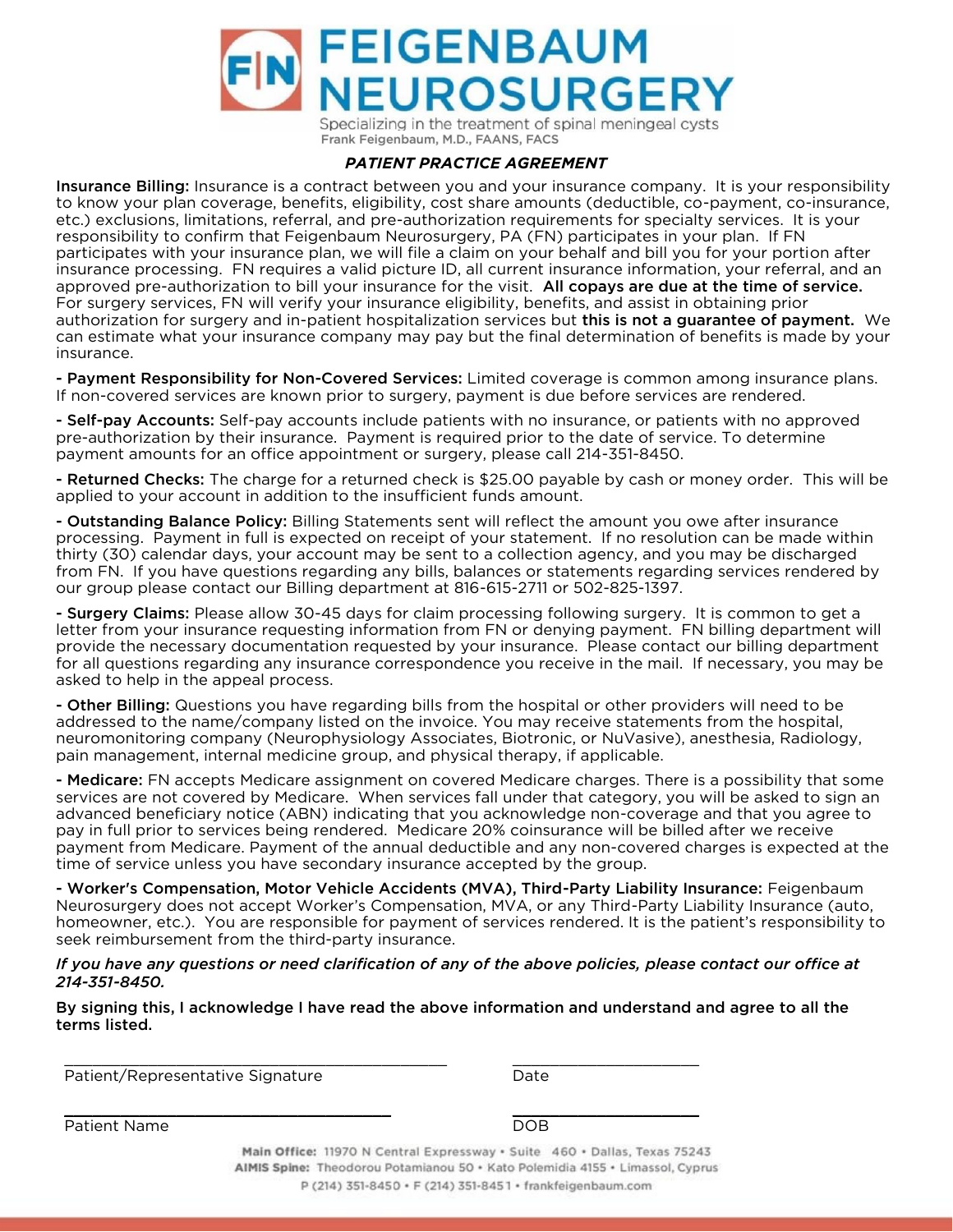# FEIGENBAUM NEUROSURGERY

Specializing in the treatment of spinal meningeal cysts
Frank Feigenbaum, M.D., FAANS, FACS

## *PATIENT PRACTICE AGREEMENT*

**Insurance Billing:** Insurance is a contract between you and your insurance company. It is your responsibility to know your plan coverage, benefits, eligibility, cost share amounts (deductible, co-payment, co-insurance, etc.) exclusions, limitations, referral, and pre-authorization requirements for specialty services. It is your responsibility to confirm that Feigenbaum Neurosurgery, PA (FN) participates in your plan. If FN participates with your insurance plan, we will file a claim on your behalf and bill you for your portion after insurance processing. FN requires a valid picture ID, all current insurance information, your referral, and an approved pre-authorization to bill your insurance for the visit. **All copays are due at the time of service.** For surgery services, FN will verify your insurance eligibility, benefits, and assist in obtaining prior authorization for surgery and in-patient hospitalization services but **this is not a guarantee of payment.** We can estimate what your insurance company may pay but the final determination of benefits is made by your insurance.

**- Payment Responsibility for Non-Covered Services:** Limited coverage is common among insurance plans. If non-covered services are known prior to surgery, payment is due before services are rendered.

**- Self-pay Accounts:** Self-pay accounts include patients with no insurance, or patients with no approved pre-authorization by their insurance. Payment is required prior to the date of service. To determine payment amounts for an office appointment or surgery, please call 214-351-8450.

**- Returned Checks:** The charge for a returned check is $25.00 payable by cash or money order. This will be applied to your account in addition to the insufficient funds amount.

**- Outstanding Balance Policy:** Billing Statements sent will reflect the amount you owe after insurance processing. Payment in full is expected on receipt of your statement. If no resolution can be made within thirty (30) calendar days, your account may be sent to a collection agency, and you may be discharged from FN. If you have questions regarding any bills, balances or statements regarding services rendered by our group please contact our Billing department at 816-615-2711 or 502-825-1397.

**- Surgery Claims:** Please allow 30-45 days for claim processing following surgery. It is common to get a letter from your insurance requesting information from FN or denying payment. FN billing department will provide the necessary documentation requested by your insurance. Please contact our billing department for all questions regarding any insurance correspondence you receive in the mail. If necessary, you may be asked to help in the appeal process.

**- Other Billing:** Questions you have regarding bills from the hospital or other providers will need to be addressed to the name/company listed on the invoice. You may receive statements from the hospital, neuromonitoring company (Neurophysiology Associates, Biotronic, or NuVasive), anesthesia, Radiology, pain management, internal medicine group, and physical therapy, if applicable.

**- Medicare:** FN accepts Medicare assignment on covered Medicare charges. There is a possibility that some services are not covered by Medicare. When services fall under that category, you will be asked to sign an advanced beneficiary notice (ABN) indicating that you acknowledge non-coverage and that you agree to pay in full prior to services being rendered. Medicare 20% coinsurance will be billed after we receive payment from Medicare. Payment of the annual deductible and any non-covered charges is expected at the time of service unless you have secondary insurance accepted by the group.

**- Worker's Compensation, Motor Vehicle Accidents (MVA), Third-Party Liability Insurance:** Feigenbaum Neurosurgery does not accept Worker's Compensation, MVA, or any Third-Party Liability Insurance (auto, homeowner, etc.). You are responsible for payment of services rendered. It is the patient's responsibility to seek reimbursement from the third-party insurance.

***If you have any questions or need clarification of any of the above policies, please contact our office at 214-351-8450.***

**By signing this, I acknowledge I have read the above information and understand and agree to all the terms listed.**

\_\_\_\_\_\_\_\_\_\_\_\_\_\_\_\_\_\_\_\_\_\_\_\_\_\_\_\_\_\_\_\_\_\_\_\_\_\_\_\_ \_\_\_\_\_\_\_\_\_\_\_\_\_\_\_\_\_\_\_\_
Patient/Representative Signature Date

\_\_\_\_\_\_\_\_\_\_\_\_\_\_\_\_\_\_\_\_\_\_\_\_\_\_\_\_\_\_\_\_\_\_\_\_\_\_\_\_ \_\_\_\_\_\_\_\_\_\_\_\_\_\_\_\_\_\_\_\_
Patient Name DOB

**Main Office:** 11970 N Central Expressway • Suite 460 • Dallas, Texas 75243
**AIMIS Spine:** Theodorou Potamianou 50 • Kato Polemidia 4155 • Limassol, Cyprus
P (214) 351-8450 • F (214) 351-8451 • frankfeigenbaum.com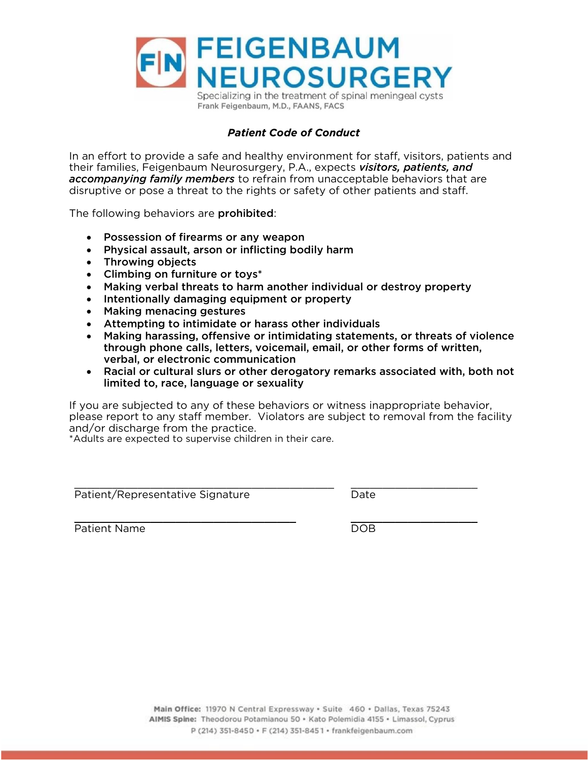# FEIGENBAUM NEUROSURGERY

Specializing in the treatment of spinal meningeal cysts
Frank Feigenbaum, M.D., FAANS, FACS

***Patient Code of Conduct***

In an effort to provide a safe and healthy environment for staff, visitors, patients and their families, Feigenbaum Neurosurgery, P.A., expects ***visitors, patients, and accompanying family members*** to refrain from unacceptable behaviors that are disruptive or pose a threat to the rights or safety of other patients and staff.

The following behaviors are **prohibited**:

- **Possession of firearms or any weapon**
- **Physical assault, arson or inflicting bodily harm**
- **Throwing objects**
- **Climbing on furniture or toys***
- **Making verbal threats to harm another individual or destroy property**
- **Intentionally damaging equipment or property**
- **Making menacing gestures**
- **Attempting to intimidate or harass other individuals**
- **Making harassing, offensive or intimidating statements, or threats of violence through phone calls, letters, voicemail, email, or other forms of written, verbal, or electronic communication**
- **Racial or cultural slurs or other derogatory remarks associated with, both not limited to, race, language or sexuality**

If you are subjected to any of these behaviors or witness inappropriate behavior, please report to any staff member. Violators are subject to removal from the facility and/or discharge from the practice.
*Adults are expected to supervise children in their care.

\_\_\_\_\_\_\_\_\_\_\_\_\_\_\_\_\_\_\_\_\_\_\_\_\_\_\_\_\_\_\_\_\_\_\_\_\_\_ \_\_\_\_\_\_\_\_\_\_\_\_\_\_\_\_\_\_\_\_
Patient/Representative Signature Date

\_\_\_\_\_\_\_\_\_\_\_\_\_\_\_\_\_\_\_\_\_\_\_\_\_\_\_\_\_\_\_\_\_\_\_\_\_\_ \_\_\_\_\_\_\_\_\_\_\_\_\_\_\_\_\_\_\_\_
Patient Name DOB

**Main Office:** 11970 N Central Expressway • Suite 460 • Dallas, Texas 75243
**AIMIS Spine:** Theodorou Potamianou 50 • Kato Polemidia 4155 • Limassol, Cyprus
P (214) 351-8450 • F (214) 351-8451 • frankfeigenbaum.com